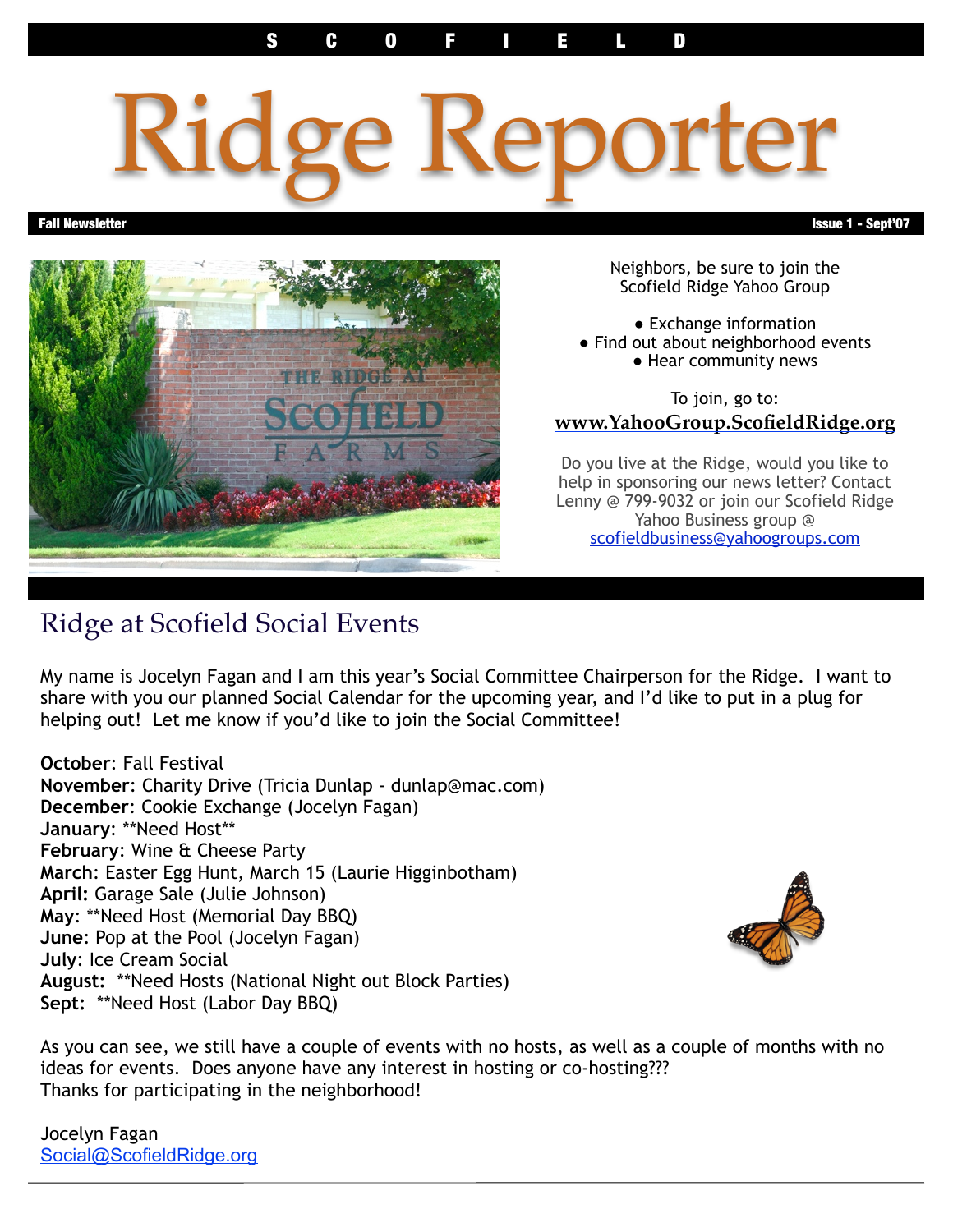S C O F I E L D

# Ridge Reporter

**Fall Newsletter** | **Issue 1 - Sept'07**

Neighbors, be sure to join the Scofield Ridge Yahoo Group

- Exchange information
- Find out about neighborhood events
- Hear community news

To join, go to:

**www.YahooGroup.ScofieldRidge.org**

Do you live at the Ridge, would you like to help in sponsoring our news letter? Contact Lenny @ 799-9032 or join our Scofield Ridge Yahoo Business group @ scofieldbusiness@yahoogroups.com

## Ridge at Scofield Social Events

My name is Jocelyn Fagan and I am this year's Social Committee Chairperson for the Ridge. I want to share with you our planned Social Calendar for the upcoming year, and I'd like to put in a plug for helping out! Let me know if you'd like to join the Social Committee!

**October**: Fall Festival
**November**: Charity Drive (Tricia Dunlap - dunlap@mac.com)
**December**: Cookie Exchange (Jocelyn Fagan)
**January**: **Need Host**
**February**: Wine & Cheese Party
**March**: Easter Egg Hunt, March 15 (Laurie Higginbotham)
**April:** Garage Sale (Julie Johnson)
**May**: **Need Host (Memorial Day BBQ)
**June**: Pop at the Pool (Jocelyn Fagan)
**July**: Ice Cream Social
**August:** **Need Hosts (National Night out Block Parties)
**Sept:** **Need Host (Labor Day BBQ)

As you can see, we still have a couple of events with no hosts, as well as a couple of months with no ideas for events. Does anyone have any interest in hosting or co-hosting???
Thanks for participating in the neighborhood!

Jocelyn Fagan
Social@ScofieldRidge.org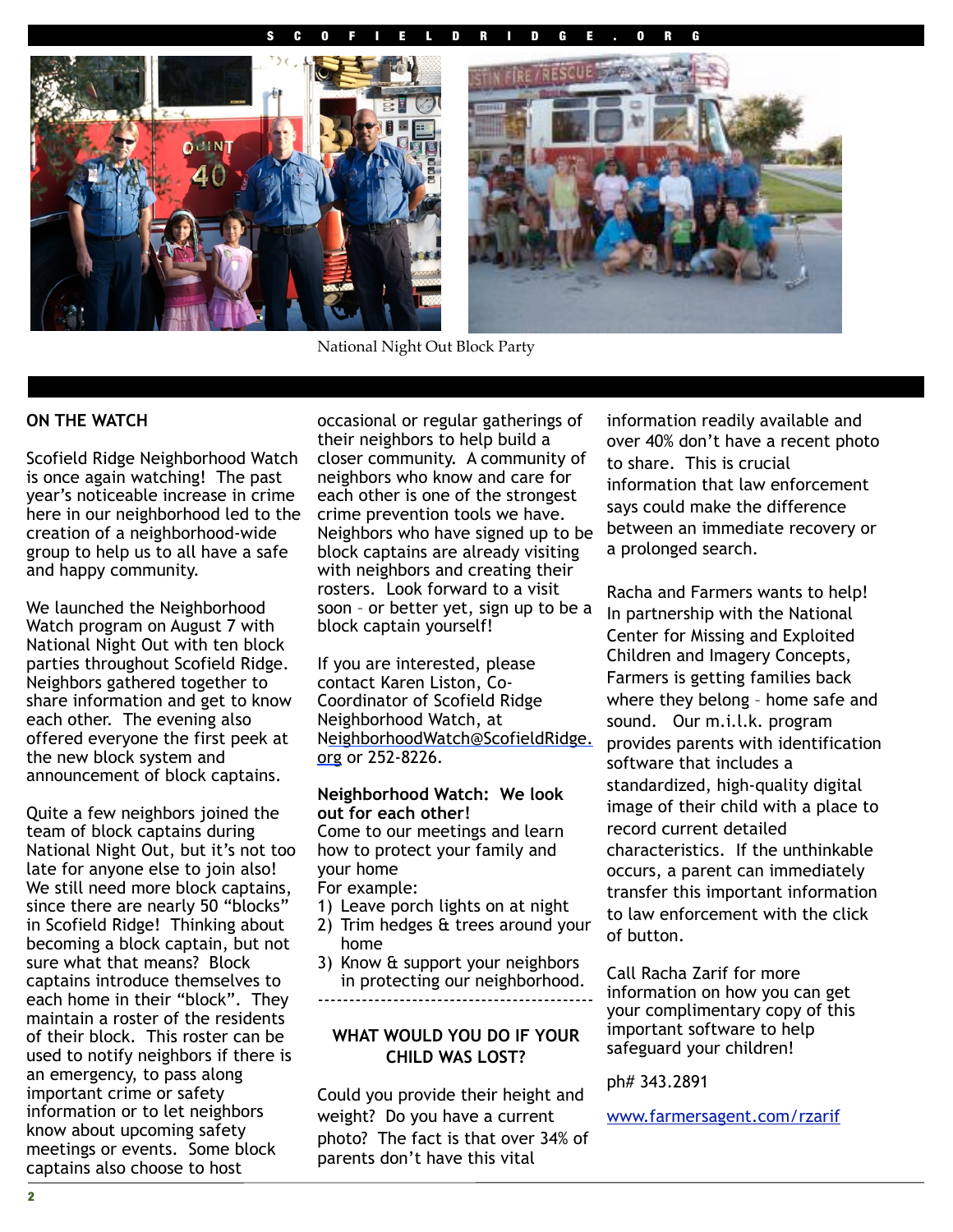National Night Out Block Party

**ON THE WATCH**

Scofield Ridge Neighborhood Watch is once again watching! The past year's noticeable increase in crime here in our neighborhood led to the creation of a neighborhood-wide group to help us to all have a safe and happy community.

We launched the Neighborhood Watch program on August 7 with National Night Out with ten block parties throughout Scofield Ridge. Neighbors gathered together to share information and get to know each other. The evening also offered everyone the first peek at the new block system and announcement of block captains.

Quite a few neighbors joined the team of block captains during National Night Out, but it's not too late for anyone else to join also! We still need more block captains, since there are nearly 50 "blocks" in Scofield Ridge! Thinking about becoming a block captain, but not sure what that means? Block captains introduce themselves to each home in their "block". They maintain a roster of the residents of their block. This roster can be used to notify neighbors if there is an emergency, to pass along important crime or safety information or to let neighbors know about upcoming safety meetings or events. Some block captains also choose to host occasional or regular gatherings of their neighbors to help build a closer community. A community of neighbors who know and care for each other is one of the strongest crime prevention tools we have. Neighbors who have signed up to be block captains are already visiting with neighbors and creating their rosters. Look forward to a visit soon – or better yet, sign up to be a block captain yourself!

If you are interested, please contact Karen Liston, Co-Coordinator of Scofield Ridge Neighborhood Watch, at NeighborhoodWatch@ScofieldRidge.org or 252-8226.

**Neighborhood Watch: We look out for each other!**
Come to our meetings and learn how to protect your family and your home
For example:

1) Leave porch lights on at night
2) Trim hedges & trees around your home
3) Know & support your neighbors in protecting our neighborhood.

---

**WHAT WOULD YOU DO IF YOUR CHILD WAS LOST?**

Could you provide their height and weight? Do you have a current photo? The fact is that over 34% of parents don't have this vital information readily available and over 40% don't have a recent photo to share. This is crucial information that law enforcement says could make the difference between an immediate recovery or a prolonged search.

Racha and Farmers wants to help! In partnership with the National Center for Missing and Exploited Children and Imagery Concepts, Farmers is getting families back where they belong – home safe and sound. Our m.i.l.k. program provides parents with identification software that includes a standardized, high-quality digital image of their child with a place to record current detailed characteristics. If the unthinkable occurs, a parent can immediately transfer this important information to law enforcement with the click of button.

Call Racha Zarif for more information on how you can get your complimentary copy of this important software to help safeguard your children!

ph# 343.2891

www.farmersagent.com/rzarif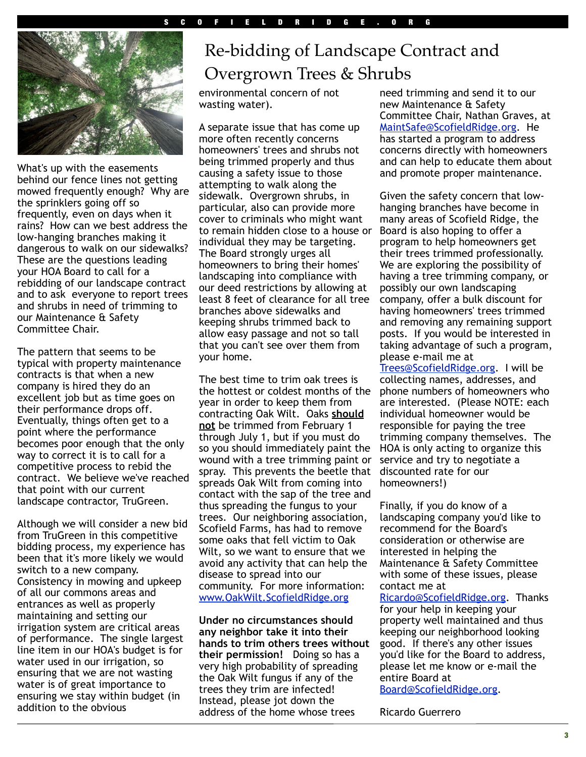# Re-bidding of Landscape Contract and Overgrown Trees & Shrubs

What's up with the easements behind our fence lines not getting mowed frequently enough? Why are the sprinklers going off so frequently, even on days when it rains? How can we best address the low-hanging branches making it dangerous to walk on our sidewalks? These are the questions leading your HOA Board to call for a rebidding of our landscape contract and to ask everyone to report trees and shrubs in need of trimming to our Maintenance & Safety Committee Chair.

The pattern that seems to be typical with property maintenance contracts is that when a new company is hired they do an excellent job but as time goes on their performance drops off. Eventually, things often get to a point where the performance becomes poor enough that the only way to correct it is to call for a competitive process to rebid the contract. We believe we've reached that point with our current landscape contractor, TruGreen.

Although we will consider a new bid from TruGreen in this competitive bidding process, my experience has been that it's more likely we would switch to a new company. Consistency in mowing and upkeep of all our commons areas and entrances as well as properly maintaining and setting our irrigation system are critical areas of performance. The single largest line item in our HOA's budget is for water used in our irrigation, so ensuring that we are not wasting water is of great importance to ensuring we stay within budget (in addition to the obvious environmental concern of not wasting water).

A separate issue that has come up more often recently concerns homeowners' trees and shrubs not being trimmed properly and thus causing a safety issue to those attempting to walk along the sidewalk. Overgrown shrubs, in particular, also can provide more cover to criminals who might want to remain hidden close to a house or individual they may be targeting. The Board strongly urges all homeowners to bring their homes' landscaping into compliance with our deed restrictions by allowing at least 8 feet of clearance for all tree branches above sidewalks and keeping shrubs trimmed back to allow easy passage and not so tall that you can't see over them from your home.

The best time to trim oak trees is the hottest or coldest months of the year in order to keep them from contracting Oak Wilt. Oaks **should not** be trimmed from February 1 through July 1, but if you must do so you should immediately paint the wound with a tree trimming paint or spray. This prevents the beetle that spreads Oak Wilt from coming into contact with the sap of the tree and thus spreading the fungus to your trees. Our neighboring association, Scofield Farms, has had to remove some oaks that fell victim to Oak Wilt, so we want to ensure that we avoid any activity that can help the disease to spread into our community. For more information: www.OakWilt.ScofieldRidge.org

**Under no circumstances should any neighbor take it into their hands to trim others trees without their permission!** Doing so has a very high probability of spreading the Oak Wilt fungus if any of the trees they trim are infected! Instead, please jot down the address of the home whose trees need trimming and send it to our new Maintenance & Safety Committee Chair, Nathan Graves, at MaintSafe@ScofieldRidge.org. He has started a program to address concerns directly with homeowners and can help to educate them about and promote proper maintenance.

Given the safety concern that low-hanging branches have become in many areas of Scofield Ridge, the Board is also hoping to offer a program to help homeowners get their trees trimmed professionally. We are exploring the possibility of having a tree trimming company, or possibly our own landscaping company, offer a bulk discount for having homeowners' trees trimmed and removing any remaining support posts. If you would be interested in taking advantage of such a program, please e-mail me at Trees@ScofieldRidge.org. I will be collecting names, addresses, and phone numbers of homeowners who are interested. (Please NOTE: each individual homeowner would be responsible for paying the tree trimming company themselves. The HOA is only acting to organize this service and try to negotiate a discounted rate for our homeowners!)

Finally, if you do know of a landscaping company you'd like to recommend for the Board's consideration or otherwise are interested in helping the Maintenance & Safety Committee with some of these issues, please contact me at Ricardo@ScofieldRidge.org. Thanks for your help in keeping your property well maintained and thus keeping our neighborhood looking good. If there's any other issues you'd like for the Board to address, please let me know or e-mail the entire Board at Board@ScofieldRidge.org.

Ricardo Guerrero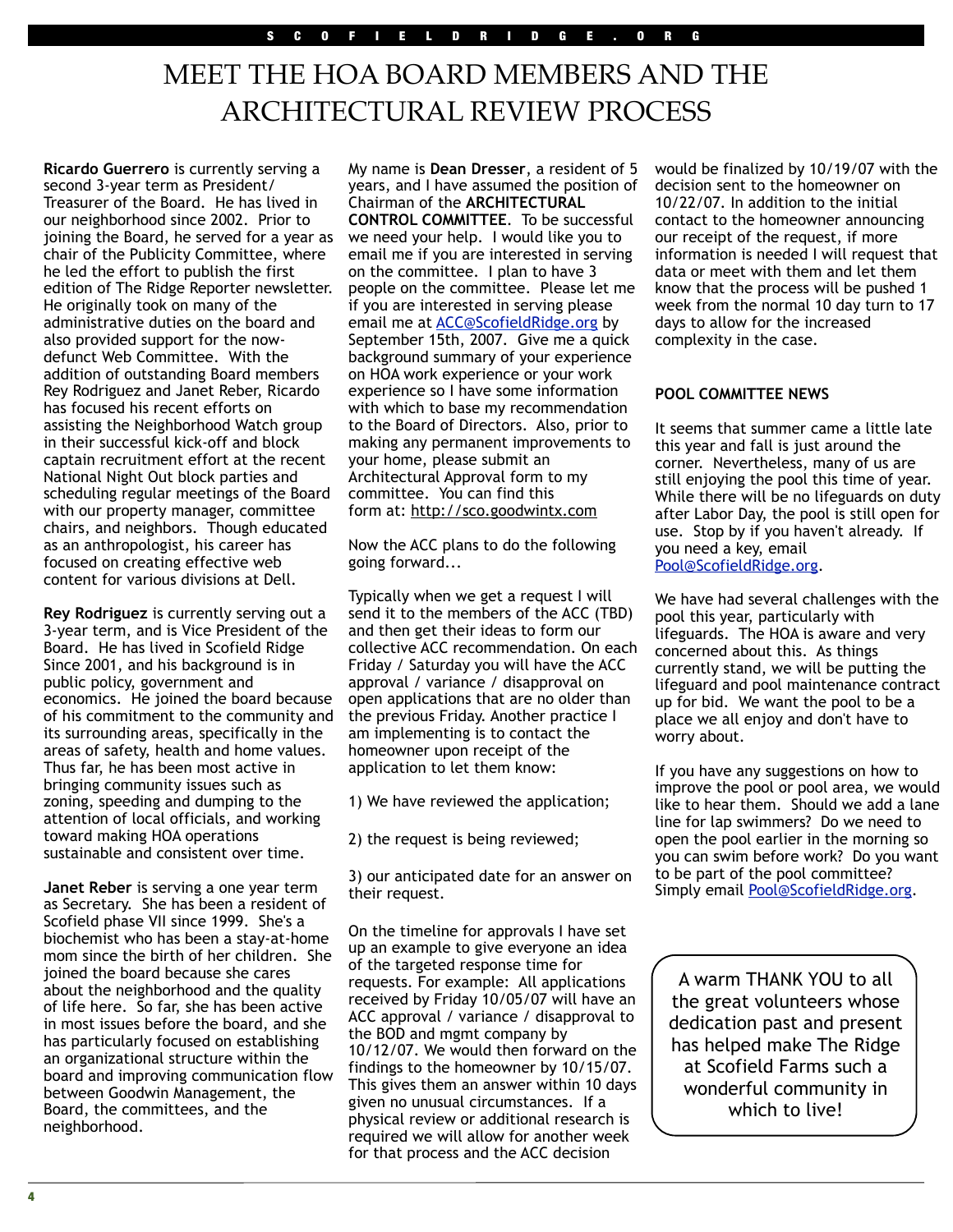# MEET THE HOA BOARD MEMBERS AND THE ARCHITECTURAL REVIEW PROCESS

**Ricardo Guerrero** is currently serving a second 3-year term as President/ Treasurer of the Board. He has lived in our neighborhood since 2002. Prior to joining the Board, he served for a year as chair of the Publicity Committee, where he led the effort to publish the first edition of The Ridge Reporter newsletter. He originally took on many of the administrative duties on the board and also provided support for the now-defunct Web Committee. With the addition of outstanding Board members Rey Rodriguez and Janet Reber, Ricardo has focused his recent efforts on assisting the Neighborhood Watch group in their successful kick-off and block captain recruitment effort at the recent National Night Out block parties and scheduling regular meetings of the Board with our property manager, committee chairs, and neighbors. Though educated as an anthropologist, his career has focused on creating effective web content for various divisions at Dell.

**Rey Rodriguez** is currently serving out a 3-year term, and is Vice President of the Board. He has lived in Scofield Ridge Since 2001, and his background is in public policy, government and economics. He joined the board because of his commitment to the community and its surrounding areas, specifically in the areas of safety, health and home values. Thus far, he has been most active in bringing community issues such as zoning, speeding and dumping to the attention of local officials, and working toward making HOA operations sustainable and consistent over time.

**Janet Reber** is serving a one year term as Secretary. She has been a resident of Scofield phase VII since 1999. She's a biochemist who has been a stay-at-home mom since the birth of her children. She joined the board because she cares about the neighborhood and the quality of life here. So far, she has been active in most issues before the board, and she has particularly focused on establishing an organizational structure within the board and improving communication flow between Goodwin Management, the Board, the committees, and the neighborhood.

My name is **Dean Dresser**, a resident of 5 years, and I have assumed the position of Chairman of the **ARCHITECTURAL CONTROL COMMITTEE**. To be successful we need your help. I would like you to email me if you are interested in serving on the committee. I plan to have 3 people on the committee. Please let me if you are interested in serving please email me at ACC@ScofieldRidge.org by September 15th, 2007. Give me a quick background summary of your experience on HOA work experience or your work experience so I have some information with which to base my recommendation to the Board of Directors. Also, prior to making any permanent improvements to your home, please submit an Architectural Approval form to my committee. You can find this form at: http://sco.goodwintx.com

Now the ACC plans to do the following going forward...

Typically when we get a request I will send it to the members of the ACC (TBD) and then get their ideas to form our collective ACC recommendation. On each Friday / Saturday you will have the ACC approval / variance / disapproval on open applications that are no older than the previous Friday. Another practice I am implementing is to contact the homeowner upon receipt of the application to let them know:

1) We have reviewed the application;

2) the request is being reviewed;

3) our anticipated date for an answer on their request.

On the timeline for approvals I have set up an example to give everyone an idea of the targeted response time for requests. For example: All applications received by Friday 10/05/07 will have an ACC approval / variance / disapproval to the BOD and mgmt company by 10/12/07. We would then forward on the findings to the homeowner by 10/15/07. This gives them an answer within 10 days given no unusual circumstances. If a physical review or additional research is required we will allow for another week for that process and the ACC decision would be finalized by 10/19/07 with the decision sent to the homeowner on 10/22/07. In addition to the initial contact to the homeowner announcing our receipt of the request, if more information is needed I will request that data or meet with them and let them know that the process will be pushed 1 week from the normal 10 day turn to 17 days to allow for the increased complexity in the case.

## POOL COMMITTEE NEWS

It seems that summer came a little late this year and fall is just around the corner. Nevertheless, many of us are still enjoying the pool this time of year. While there will be no lifeguards on duty after Labor Day, the pool is still open for use. Stop by if you haven't already. If you need a key, email Pool@ScofieldRidge.org.

We have had several challenges with the pool this year, particularly with lifeguards. The HOA is aware and very concerned about this. As things currently stand, we will be putting the lifeguard and pool maintenance contract up for bid. We want the pool to be a place we all enjoy and don't have to worry about.

If you have any suggestions on how to improve the pool or pool area, we would like to hear them. Should we add a lane line for lap swimmers? Do we need to open the pool earlier in the morning so you can swim before work? Do you want to be part of the pool committee? Simply email Pool@ScofieldRidge.org.

A warm THANK YOU to all the great volunteers whose dedication past and present has helped make The Ridge at Scofield Farms such a wonderful community in which to live!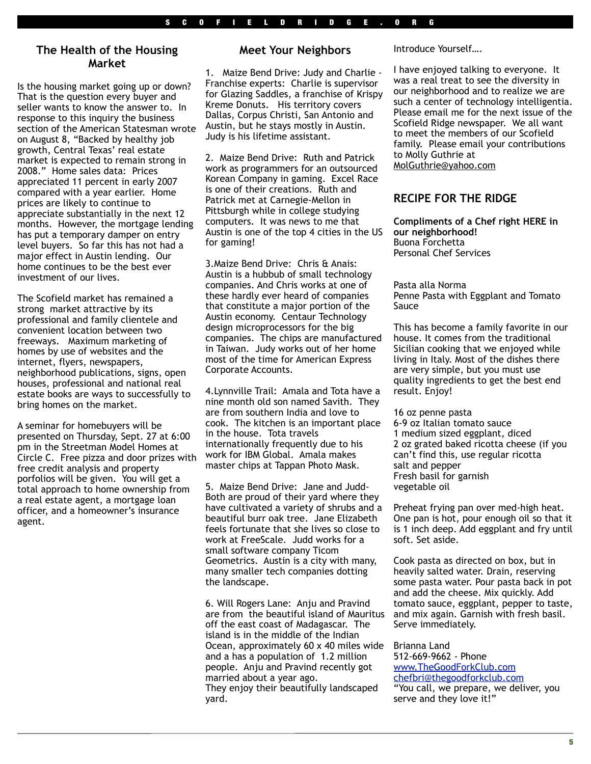## The Health of the Housing Market

Is the housing market going up or down? That is the question every buyer and seller wants to know the answer to. In response to this inquiry the business section of the American Statesman wrote on August 8, "Backed by healthy job growth, Central Texas' real estate market is expected to remain strong in 2008." Home sales data: Prices appreciated 11 percent in early 2007 compared with a year earlier. Home prices are likely to continue to appreciate substantially in the next 12 months. However, the mortgage lending has put a temporary damper on entry level buyers. So far this has not had a major effect in Austin lending. Our home continues to be the best ever investment of our lives.

The Scofield market has remained a strong market attractive by its professional and family clientele and convenient location between two freeways. Maximum marketing of homes by use of websites and the internet, flyers, newspapers, neighborhood publications, signs, open houses, professional and national real estate books are ways to successfully to bring homes on the market.

A seminar for homebuyers will be presented on Thursday, Sept. 27 at 6:00 pm in the Streetman Model Homes at Circle C. Free pizza and door prizes with free credit analysis and property porfolios will be given. You will get a total approach to home ownership from a real estate agent, a mortgage loan officer, and a homeowner's insurance agent.

## Meet Your Neighbors

1. Maize Bend Drive: Judy and Charlie - Franchise experts: Charlie is supervisor for Glazing Saddles, a franchise of Krispy Kreme Donuts. His territory covers Dallas, Corpus Christi, San Antonio and Austin, but he stays mostly in Austin. Judy is his lifetime assistant.

2. Maize Bend Drive: Ruth and Patrick work as programmers for an outsourced Korean Company in gaming. Excel Race is one of their creations. Ruth and Patrick met at Carnegie-Mellon in Pittsburgh while in college studying computers. It was news to me that Austin is one of the top 4 cities in the US for gaming!

3.Maize Bend Drive: Chris & Anais: Austin is a hubbub of small technology companies. And Chris works at one of these hardly ever heard of companies that constitute a major portion of the Austin economy. Centaur Technology design microprocessors for the big companies. The chips are manufactured in Taiwan. Judy works out of her home most of the time for American Express Corporate Accounts.

4.Lynnville Trail: Amala and Tota have a nine month old son named Savith. They are from southern India and love to cook. The kitchen is an important place in the house. Tota travels internationally frequently due to his work for IBM Global. Amala makes master chips at Tappan Photo Mask.

5. Maize Bend Drive: Jane and Judd-Both are proud of their yard where they have cultivated a variety of shrubs and a beautiful burr oak tree. Jane Elizabeth feels fortunate that she lives so close to work at FreeScale. Judd works for a small software company Ticom Geometrics. Austin is a city with many, many smaller tech companies dotting the landscape.

6. Will Rogers Lane: Anju and Pravind are from the beautiful island of Mauritus off the east coast of Madagascar. The island is in the middle of the Indian Ocean, approximately 60 x 40 miles wide and a has a population of 1.2 million people. Anju and Pravind recently got married about a year ago.
They enjoy their beautifully landscaped yard.

Introduce Yourself….

I have enjoyed talking to everyone. It was a real treat to see the diversity in our neighborhood and to realize we are such a center of technology intelligentia. Please email me for the next issue of the Scofield Ridge newspaper. We all want to meet the members of our Scofield family. Please email your contributions to Molly Guthrie at MolGuthrie@yahoo.com

## RECIPE FOR THE RIDGE

**Compliments of a Chef right HERE in our neighborhood!**
Buona Forchetta
Personal Chef Services

Pasta alla Norma
Penne Pasta with Eggplant and Tomato Sauce

This has become a family favorite in our house. It comes from the traditional Sicilian cooking that we enjoyed while living in Italy. Most of the dishes there are very simple, but you must use quality ingredients to get the best end result. Enjoy!

16 oz penne pasta
6-9 oz Italian tomato sauce
1 medium sized eggplant, diced
2 oz grated baked ricotta cheese (if you can't find this, use regular ricotta
salt and pepper
Fresh basil for garnish
vegetable oil

Preheat frying pan over med-high heat. One pan is hot, pour enough oil so that it is 1 inch deep. Add eggplant and fry until soft. Set aside.

Cook pasta as directed on box, but in heavily salted water. Drain, reserving some pasta water. Pour pasta back in pot and add the cheese. Mix quickly. Add tomato sauce, eggplant, pepper to taste, and mix again. Garnish with fresh basil. Serve immediately.

Brianna Land
512-669-9662 - Phone
www.TheGoodForkClub.com
chefbri@thegoodforkclub.com
"You call, we prepare, we deliver, you serve and they love it!"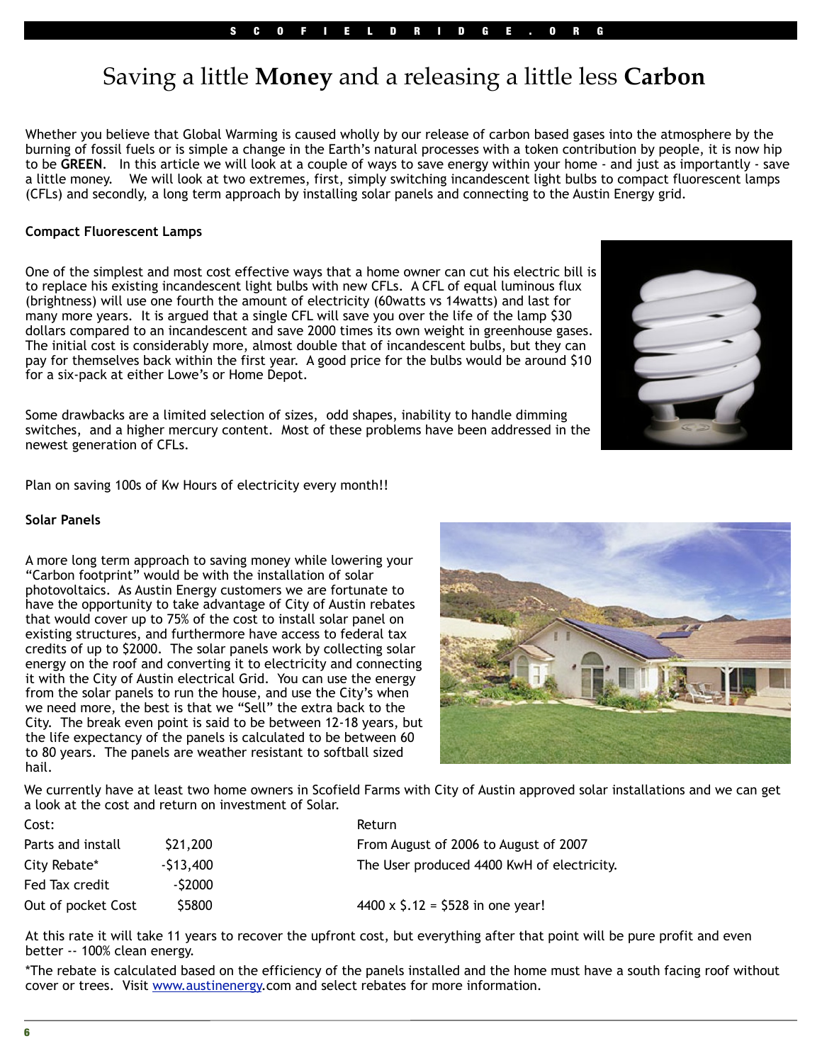# Saving a little **Money** and a releasing a little less **Carbon**

Whether you believe that Global Warming is caused wholly by our release of carbon based gases into the atmosphere by the burning of fossil fuels or is simple a change in the Earth's natural processes with a token contribution by people, it is now hip to be **GREEN**. In this article we will look at a couple of ways to save energy within your home - and just as importantly - save a little money. We will look at two extremes, first, simply switching incandescent light bulbs to compact fluorescent lamps (CFLs) and secondly, a long term approach by installing solar panels and connecting to the Austin Energy grid.

**Compact Fluorescent Lamps**

One of the simplest and most cost effective ways that a home owner can cut his electric bill is to replace his existing incandescent light bulbs with new CFLs. A CFL of equal luminous flux (brightness) will use one fourth the amount of electricity (60watts vs 14watts) and last for many more years. It is argued that a single CFL will save you over the life of the lamp $30 dollars compared to an incandescent and save 2000 times its own weight in greenhouse gases. The initial cost is considerably more, almost double that of incandescent bulbs, but they can pay for themselves back within the first year. A good price for the bulbs would be around $10 for a six-pack at either Lowe's or Home Depot.

Some drawbacks are a limited selection of sizes, odd shapes, inability to handle dimming switches, and a higher mercury content. Most of these problems have been addressed in the newest generation of CFLs.

Plan on saving 100s of Kw Hours of electricity every month!!

**Solar Panels**

A more long term approach to saving money while lowering your "Carbon footprint" would be with the installation of solar photovoltaics. As Austin Energy customers we are fortunate to have the opportunity to take advantage of City of Austin rebates that would cover up to 75% of the cost to install solar panel on existing structures, and furthermore have access to federal tax credits of up to $2000. The solar panels work by collecting solar energy on the roof and converting it to electricity and connecting it with the City of Austin electrical Grid. You can use the energy from the solar panels to run the house, and use the City's when we need more, the best is that we "Sell" the extra back to the City. The break even point is said to be between 12-18 years, but the life expectancy of the panels is calculated to be between 60 to 80 years. The panels are weather resistant to softball sized hail.

We currently have at least two home owners in Scofield Farms with City of Austin approved solar installations and we can get a look at the cost and return on investment of Solar.

| Cost: | | Return |
|---|---|---|
| Parts and install | $21,200 | From August of 2006 to August of 2007 |
| City Rebate* | -$13,400 | The User produced 4400 KwH of electricity. |
| Fed Tax credit | -$2000 | |
| Out of pocket Cost | $5800 | 4400 x $.12 = $528 in one year! |

At this rate it will take 11 years to recover the upfront cost, but everything after that point will be pure profit and even better -- 100% clean energy.

*The rebate is calculated based on the efficiency of the panels installed and the home must have a south facing roof without cover or trees. Visit www.austinenergy.com and select rebates for more information.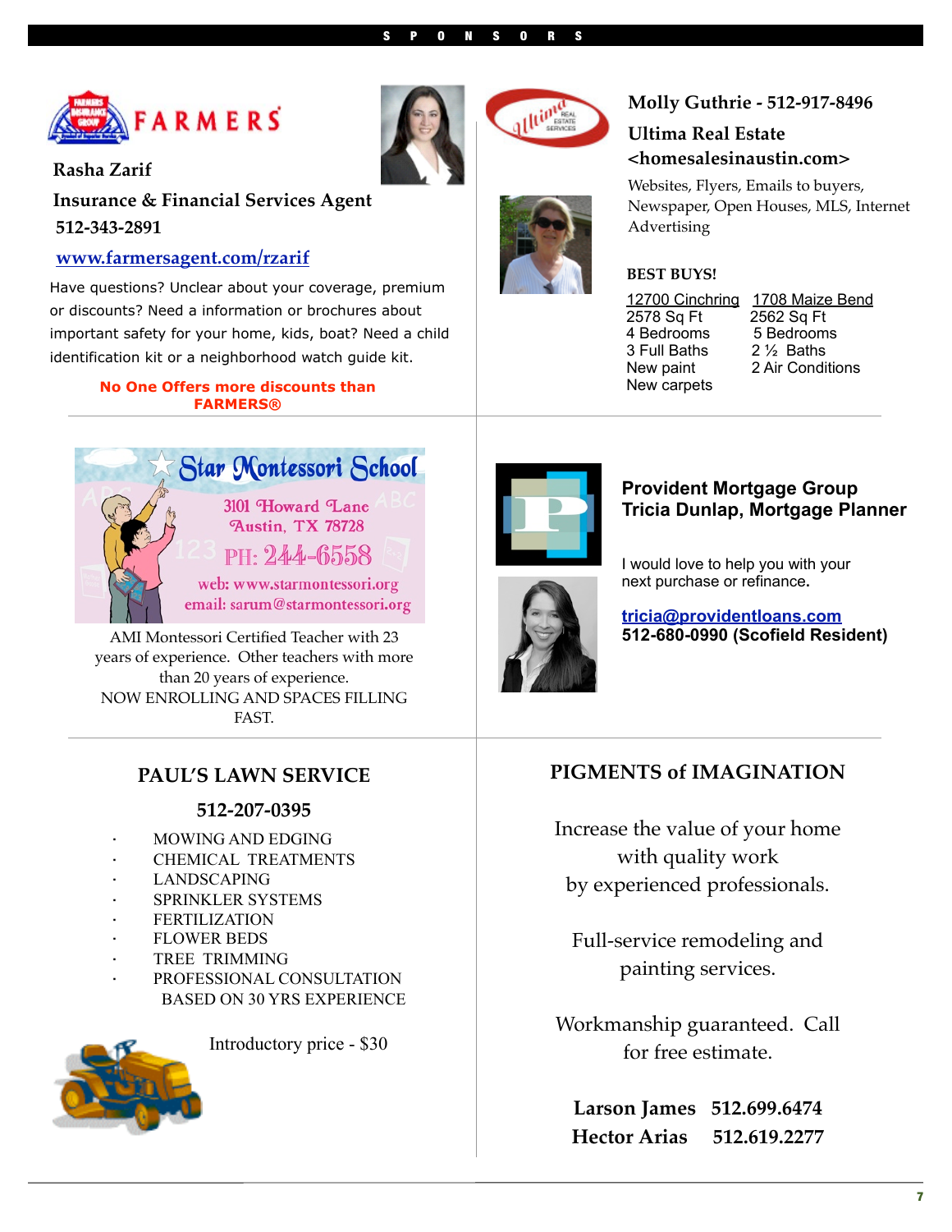# SPONSORS

## FARMERS

**Rasha Zarif**

**Insurance & Financial Services Agent**

**512-343-2891**

**[www.farmersagent.com/rzarif](www.farmersagent.com/rzarif)**

Have questions? Unclear about your coverage, premium or discounts? Need a information or brochures about important safety for your home, kids, boat? Need a child identification kit or a neighborhood watch guide kit.

**No One Offers more discounts than FARMERS®**

---

**Molly Guthrie - 512-917-8496**

**Ultima Real Estate**

**<homesalesinaustin.com>**

Websites, Flyers, Emails to buyers, Newspaper, Open Houses, MLS, Internet Advertising

**BEST BUYS!**

| 12700 Cinchring | 1708 Maize Bend |
|---|---|
| 2578 Sq Ft | 2562 Sq Ft |
| 4 Bedrooms | 5 Bedrooms |
| 3 Full Baths | 2 ½ Baths |
| New paint | 2 Air Conditions |
| New carpets | |

---

## Star Montessori School

3101 Howard Lane
Austin, TX 78728
PH: 244-6558
web: www.starmontessori.org
email: sarum@starmontessori.org

AMI Montessori Certified Teacher with 23 years of experience. Other teachers with more than 20 years of experience.
NOW ENROLLING AND SPACES FILLING FAST.

---

**Provident Mortgage Group**
**Tricia Dunlap, Mortgage Planner**

I would love to help you with your next purchase or refinance.

**[tricia@providentloans.com](mailto:tricia@providentloans.com)**
**512-680-0990 (Scofield Resident)**

---

## PAUL'S LAWN SERVICE

**512-207-0395**

- MOWING AND EDGING
- CHEMICAL TREATMENTS
- LANDSCAPING
- SPRINKLER SYSTEMS
- FERTILIZATION
- FLOWER BEDS
- TREE TRIMMING
- PROFESSIONAL CONSULTATION BASED ON 30 YRS EXPERIENCE

Introductory price - $30

---

## PIGMENTS of IMAGINATION

Increase the value of your home with quality work by experienced professionals.

Full-service remodeling and painting services.

Workmanship guaranteed. Call for free estimate.

**Larson James 512.699.6474**
**Hector Arias 512.619.2277**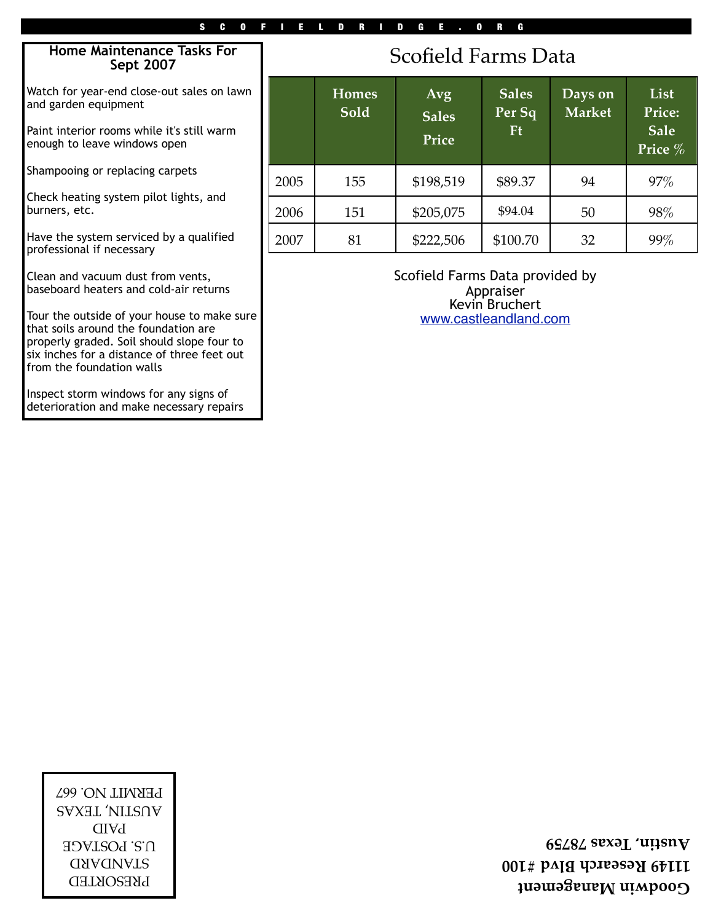## Home Maintenance Tasks For Sept 2007

Watch for year-end close-out sales on lawn and garden equipment

Paint interior rooms while it's still warm enough to leave windows open

Shampooing or replacing carpets

Check heating system pilot lights, and burners, etc.

Have the system serviced by a qualified professional if necessary

Clean and vacuum dust from vents, baseboard heaters and cold-air returns

Tour the outside of your house to make sure that soils around the foundation are properly graded. Soil should slope four to six inches for a distance of three feet out from the foundation walls

Inspect storm windows for any signs of deterioration and make necessary repairs

# Scofield Farms Data

| | Homes Sold | Avg Sales Price | Sales Per Sq Ft | Days on Market | List Price: Sale Price % |
|---|---|---|---|---|---|
| 2005 | 155 | $198,519 | $89.37 | 94 | 97% |
| 2006 | 151 | $205,075 | $94.04 | 50 | 98% |
| 2007 | 81 | $222,506 | $100.70 | 32 | 99% |

Scofield Farms Data provided by Appraiser
Kevin Bruchert
www.castleandland.com

PRESORTED
STANDARD
U.S. POSTAGE
PAID
AUSTIN, TEXAS
PERMIT NO. 667

**Goodwin Management**
**11149 Research Blvd #100**
**Austin, Texas 78759**